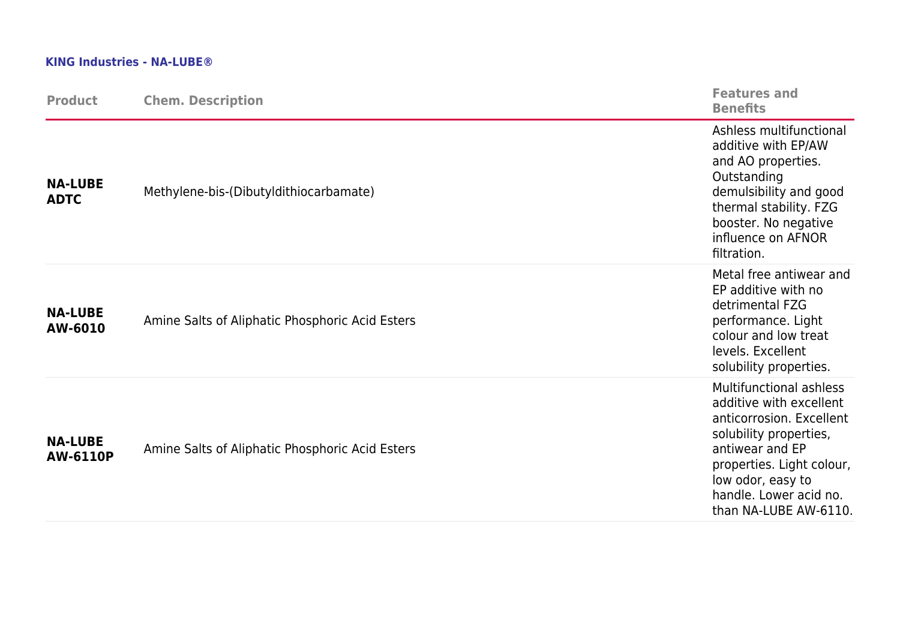**KING Industries - NA-LUBE®**

| Product | Chem. Description | Features and Benefits |
|---|---|---|
| **NA-LUBE ADTC** | Methylene-bis-(Dibutyldithiocarbamate) | Ashless multifunctional additive with EP/AW and AO properties. Outstanding demulsibility and good thermal stability. FZG booster. No negative influence on AFNOR filtration. |
| **NA-LUBE AW-6010** | Amine Salts of Aliphatic Phosphoric Acid Esters | Metal free antiwear and EP additive with no detrimental FZG performance. Light colour and low treat levels. Excellent solubility properties. |
| **NA-LUBE AW-6110P** | Amine Salts of Aliphatic Phosphoric Acid Esters | Multifunctional ashless additive with excellent anticorrosion. Excellent solubility properties, antiwear and EP properties. Light colour, low odor, easy to handle. Lower acid no. than NA-LUBE AW-6110. |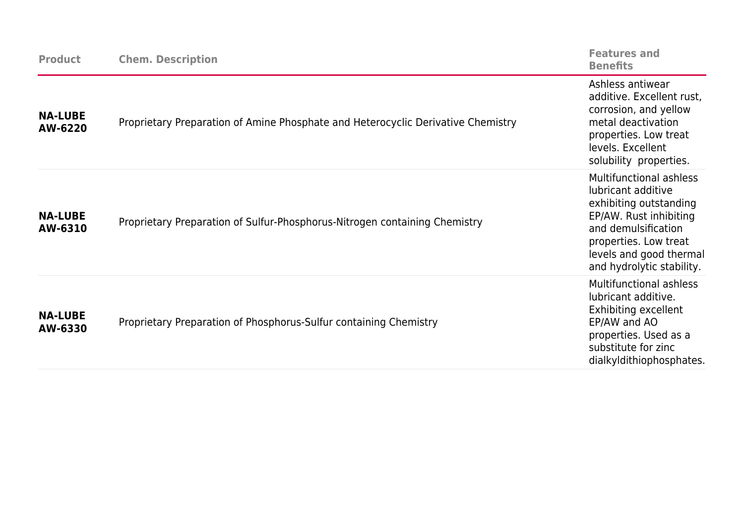| Product | Chem. Description | Features and Benefits |
|---|---|---|
| **NA-LUBE AW-6220** | Proprietary Preparation of Amine Phosphate and Heterocyclic Derivative Chemistry | Ashless antiwear additive. Excellent rust, corrosion, and yellow metal deactivation properties. Low treat levels. Excellent solubility properties. |
| **NA-LUBE AW-6310** | Proprietary Preparation of Sulfur-Phosphorus-Nitrogen containing Chemistry | Multifunctional ashless lubricant additive exhibiting outstanding EP/AW. Rust inhibiting and demulsification properties. Low treat levels and good thermal and hydrolytic stability. |
| **NA-LUBE AW-6330** | Proprietary Preparation of Phosphorus-Sulfur containing Chemistry | Multifunctional ashless lubricant additive. Exhibiting excellent EP/AW and AO properties. Used as a substitute for zinc dialkyldithiophosphates. |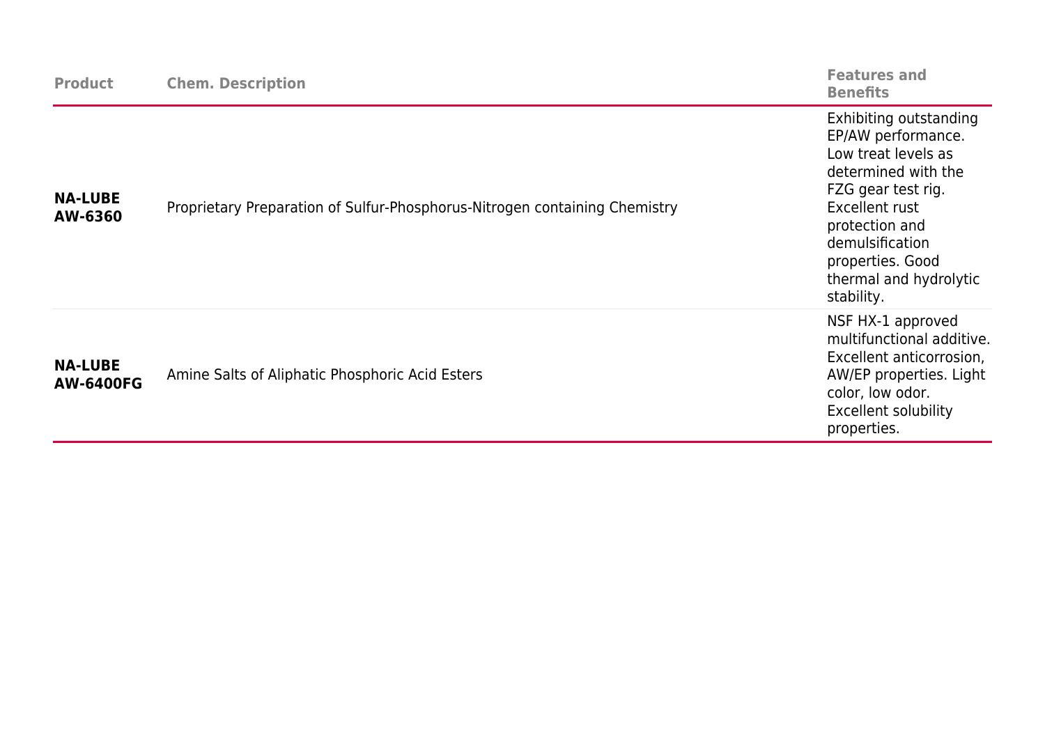| Product | Chem. Description | Features and Benefits |
|---|---|---|
| **NA-LUBE AW-6360** | Proprietary Preparation of Sulfur-Phosphorus-Nitrogen containing Chemistry | Exhibiting outstanding EP/AW performance. Low treat levels as determined with the FZG gear test rig. Excellent rust protection and demulsification properties. Good thermal and hydrolytic stability. |
| **NA-LUBE AW-6400FG** | Amine Salts of Aliphatic Phosphoric Acid Esters | NSF HX-1 approved multifunctional additive. Excellent anticorrosion, AW/EP properties. Light color, low odor. Excellent solubility properties. |